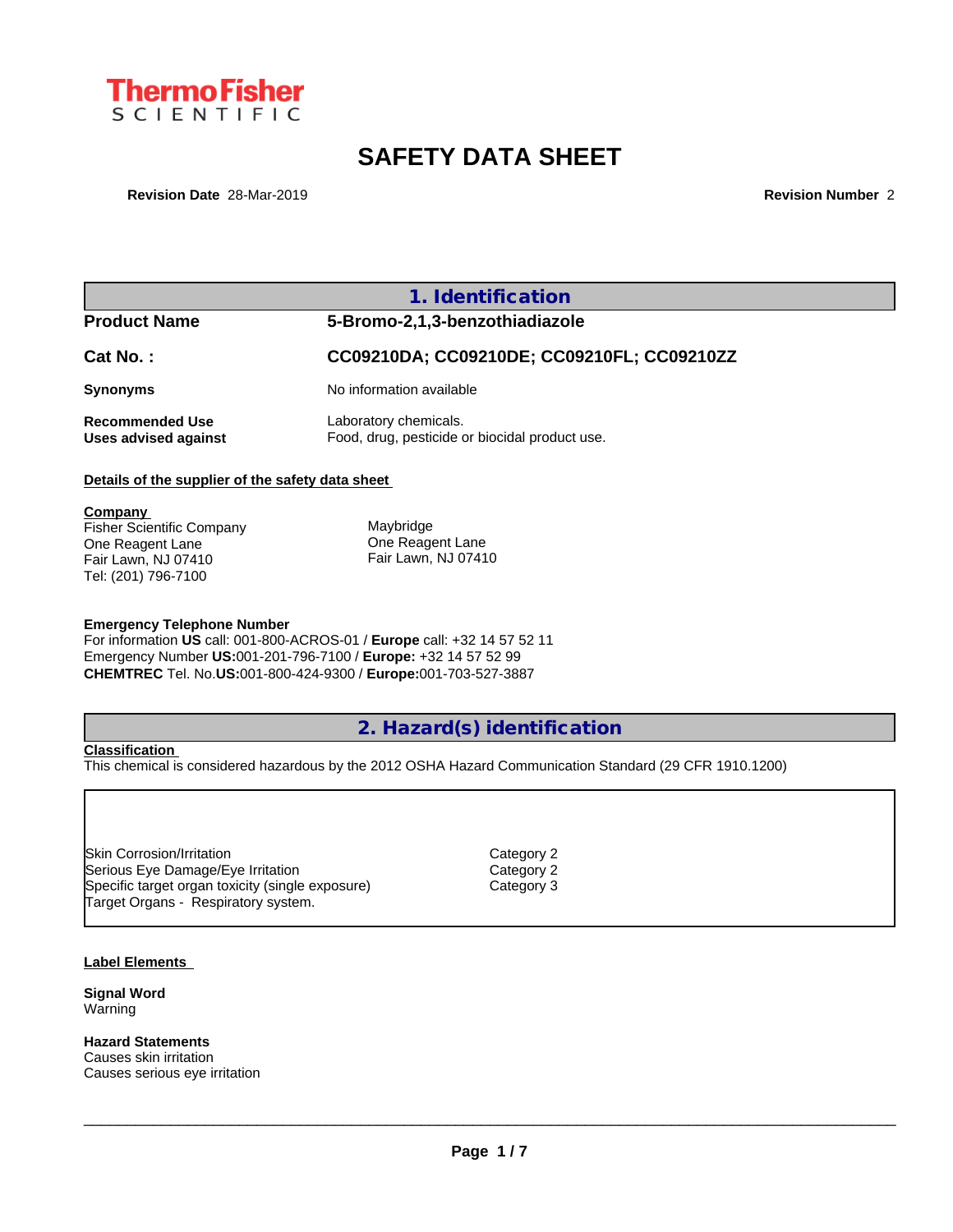ThermoFisher SCIENTIFIC

# SAFETY DATA SHEET

**Revision Date** 28-Mar-2019 **Revision Number** 2

## 1. Identification

| | |
|---|---|
| **Product Name** | **5-Bromo-2,1,3-benzothiadiazole** |
| **Cat No. :** | **CC09210DA; CC09210DE; CC09210FL; CC09210ZZ** |
| **Synonyms** | No information available |
| **Recommended Use** | Laboratory chemicals. |
| **Uses advised against** | Food, drug, pesticide or biocidal product use. |

**Details of the supplier of the safety data sheet**

**Company**
Fisher Scientific Company
One Reagent Lane
Fair Lawn, NJ 07410
Tel: (201) 796-7100

Maybridge
One Reagent Lane
Fair Lawn, NJ 07410

**Emergency Telephone Number**
For information **US** call: 001-800-ACROS-01 / **Europe** call: +32 14 57 52 11
Emergency Number **US:**001-201-796-7100 / **Europe:** +32 14 57 52 99
**CHEMTREC** Tel. No.**US:**001-800-424-9300 / **Europe:**001-703-527-3887

## 2. Hazard(s) identification

**Classification**
This chemical is considered hazardous by the 2012 OSHA Hazard Communication Standard (29 CFR 1910.1200)

| | |
|---|---|
| Skin Corrosion/Irritation | Category 2 |
| Serious Eye Damage/Eye Irritation | Category 2 |
| Specific target organ toxicity (single exposure) | Category 3 |
| Target Organs - Respiratory system. | |

**Label Elements**

**Signal Word**
Warning

**Hazard Statements**
Causes skin irritation
Causes serious eye irritation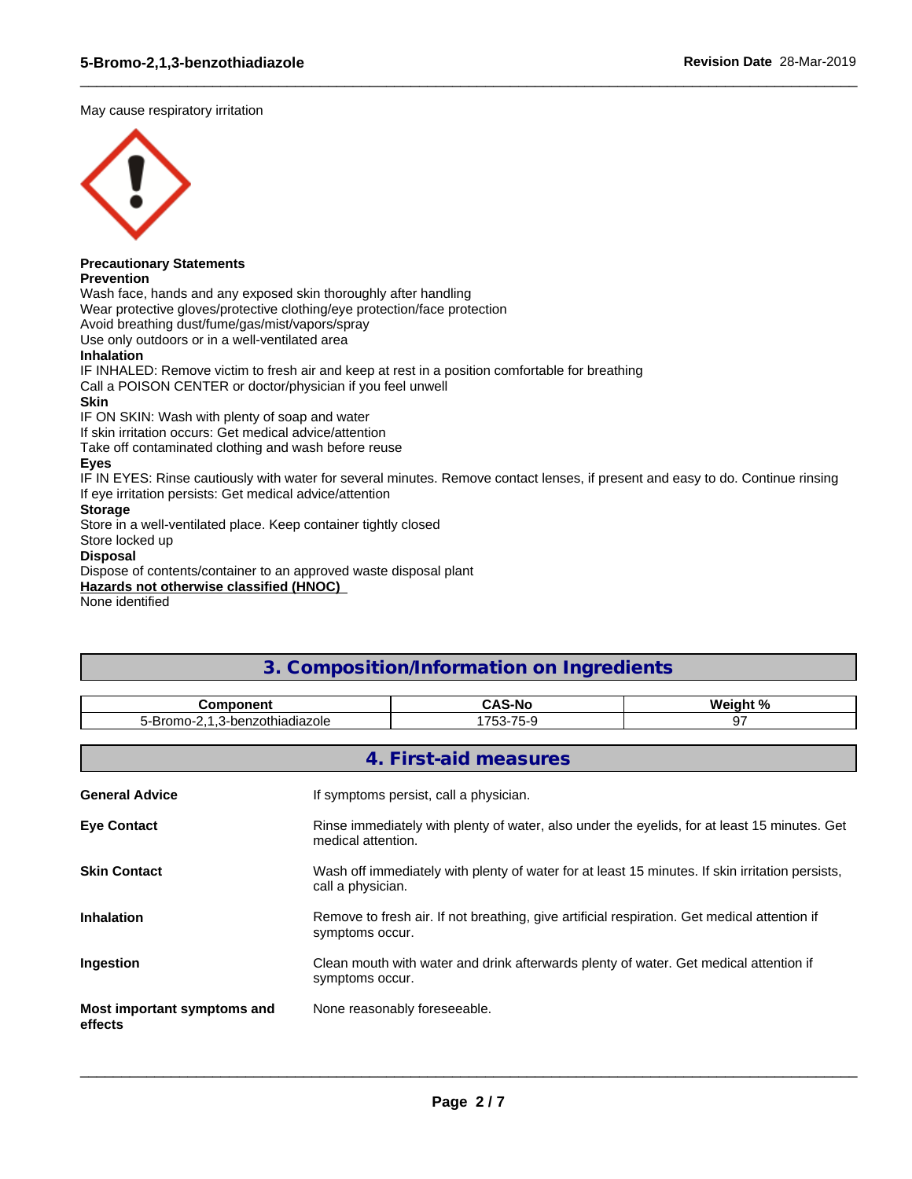May cause respiratory irritation

**Precautionary Statements**
**Prevention**
Wash face, hands and any exposed skin thoroughly after handling
Wear protective gloves/protective clothing/eye protection/face protection
Avoid breathing dust/fume/gas/mist/vapors/spray
Use only outdoors or in a well-ventilated area
**Inhalation**
IF INHALED: Remove victim to fresh air and keep at rest in a position comfortable for breathing
Call a POISON CENTER or doctor/physician if you feel unwell
**Skin**
IF ON SKIN: Wash with plenty of soap and water
If skin irritation occurs: Get medical advice/attention
Take off contaminated clothing and wash before reuse
**Eyes**
IF IN EYES: Rinse cautiously with water for several minutes. Remove contact lenses, if present and easy to do. Continue rinsing
If eye irritation persists: Get medical advice/attention
**Storage**
Store in a well-ventilated place. Keep container tightly closed
Store locked up
**Disposal**
Dispose of contents/container to an approved waste disposal plant
**Hazards not otherwise classified (HNOC)**
None identified

## 3. Composition/Information on Ingredients

| Component | CAS-No | Weight % |
|---|---|---|
| 5-Bromo-2,1,3-benzothiadiazole | 1753-75-9 | 97 |

## 4. First-aid measures

**General Advice**
If symptoms persist, call a physician.

**Eye Contact**
Rinse immediately with plenty of water, also under the eyelids, for at least 15 minutes. Get medical attention.

**Skin Contact**
Wash off immediately with plenty of water for at least 15 minutes. If skin irritation persists, call a physician.

**Inhalation**
Remove to fresh air. If not breathing, give artificial respiration. Get medical attention if symptoms occur.

**Ingestion**
Clean mouth with water and drink afterwards plenty of water. Get medical attention if symptoms occur.

**Most important symptoms and effects**
None reasonably foreseeable.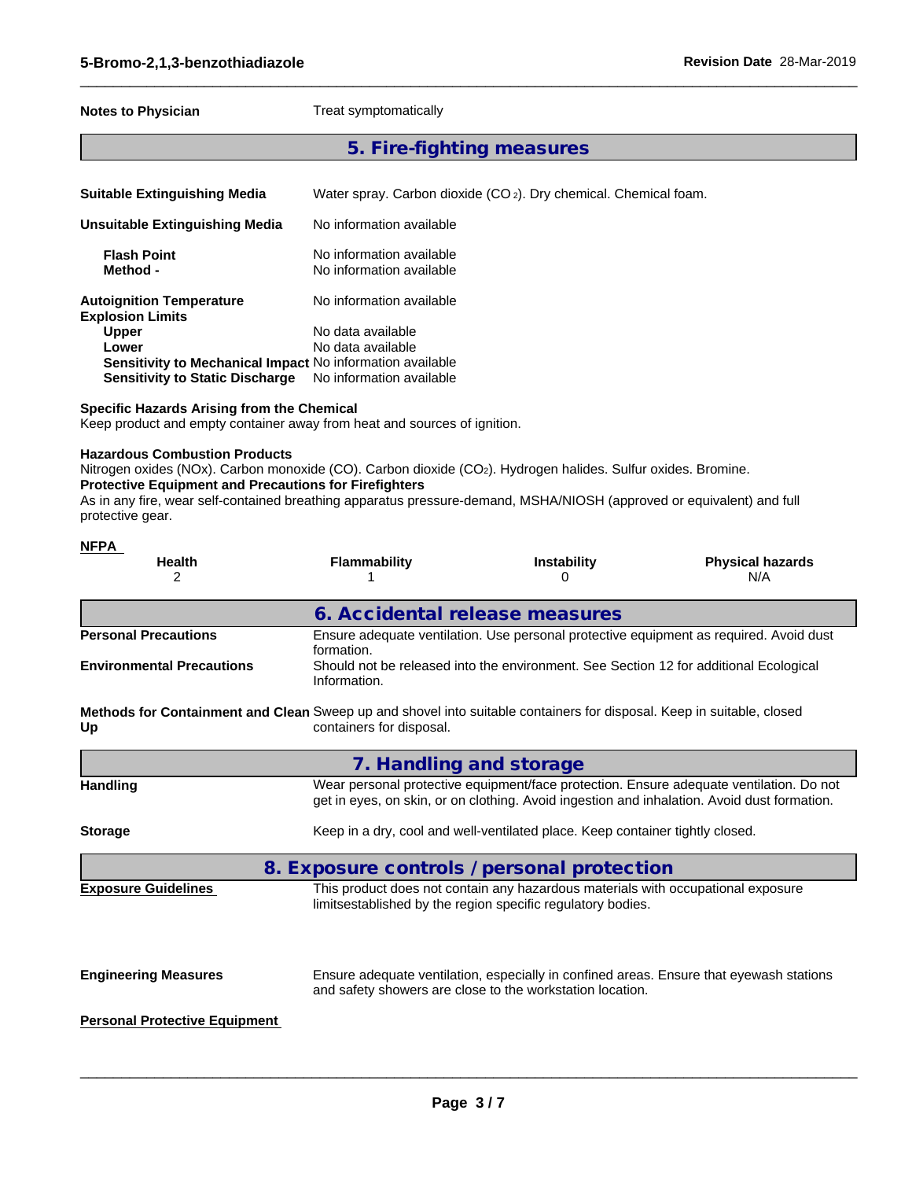**Notes to Physician** Treat symptomatically

## 5. Fire-fighting measures

| | |
|---|---|
| **Suitable Extinguishing Media** | Water spray. Carbon dioxide ($CO_2$). Dry chemical. Chemical foam. |
| **Unsuitable Extinguishing Media** | No information available |
| **Flash Point** | No information available |
| **Method -** | No information available |
| **Autoignition Temperature** | No information available |
| **Explosion Limits** | |
| **Upper** | No data available |
| **Lower** | No data available |
| **Sensitivity to Mechanical Impact** | No information available |
| **Sensitivity to Static Discharge** | No information available |

**Specific Hazards Arising from the Chemical**
Keep product and empty container away from heat and sources of ignition.

**Hazardous Combustion Products**
Nitrogen oxides (NOx). Carbon monoxide (CO). Carbon dioxide ($CO_2$). Hydrogen halides. Sulfur oxides. Bromine.

**Protective Equipment and Precautions for Firefighters**
As in any fire, wear self-contained breathing apparatus pressure-demand, MSHA/NIOSH (approved or equivalent) and full protective gear.

**NFPA**

| Health | Flammability | Instability | Physical hazards |
|---|---|---|---|
| 2 | 1 | 0 | N/A |

## 6. Accidental release measures

| | |
|---|---|
| **Personal Precautions** | Ensure adequate ventilation. Use personal protective equipment as required. Avoid dust formation. |
| **Environmental Precautions** | Should not be released into the environment. See Section 12 for additional Ecological Information. |
| **Methods for Containment and Clean Up** | Sweep up and shovel into suitable containers for disposal. Keep in suitable, closed containers for disposal. |

## 7. Handling and storage

| | |
|---|---|
| **Handling** | Wear personal protective equipment/face protection. Ensure adequate ventilation. Do not get in eyes, on skin, or on clothing. Avoid ingestion and inhalation. Avoid dust formation. |
| **Storage** | Keep in a dry, cool and well-ventilated place. Keep container tightly closed. |

## 8. Exposure controls / personal protection

| | |
|---|---|
| **Exposure Guidelines** | This product does not contain any hazardous materials with occupational exposure limitsestablished by the region specific regulatory bodies. |
| **Engineering Measures** | Ensure adequate ventilation, especially in confined areas. Ensure that eyewash stations and safety showers are close to the workstation location. |

**Personal Protective Equipment**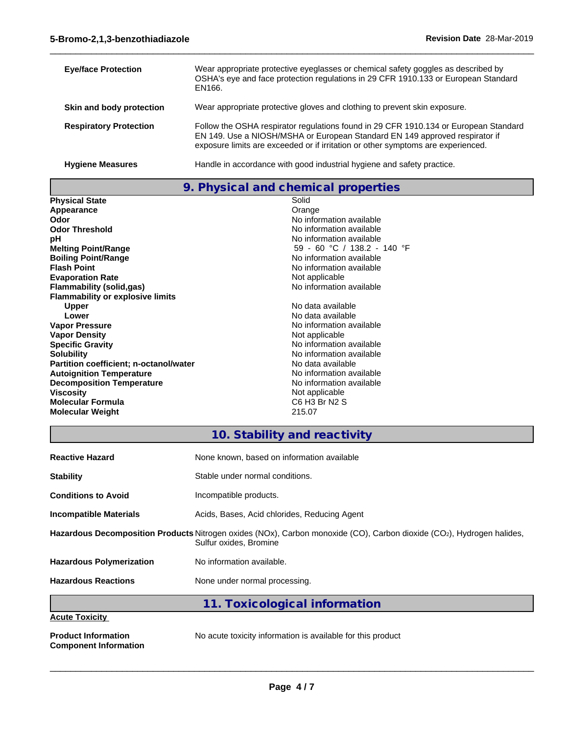| | |
|---|---|
| **Eye/face Protection** | Wear appropriate protective eyeglasses or chemical safety goggles as described by OSHA's eye and face protection regulations in 29 CFR 1910.133 or European Standard EN166. |
| **Skin and body protection** | Wear appropriate protective gloves and clothing to prevent skin exposure. |
| **Respiratory Protection** | Follow the OSHA respirator regulations found in 29 CFR 1910.134 or European Standard EN 149. Use a NIOSH/MSHA or European Standard EN 149 approved respirator if exposure limits are exceeded or if irritation or other symptoms are experienced. |
| **Hygiene Measures** | Handle in accordance with good industrial hygiene and safety practice. |

## 9. Physical and chemical properties

| | |
|---|---|
| **Physical State** | Solid |
| **Appearance** | Orange |
| **Odor** | No information available |
| **Odor Threshold** | No information available |
| **pH** | No information available |
| **Melting Point/Range** | 59 - 60 °C / 138.2 - 140 °F |
| **Boiling Point/Range** | No information available |
| **Flash Point** | No information available |
| **Evaporation Rate** | Not applicable |
| **Flammability (solid,gas)** | No information available |
| **Flammability or explosive limits** | |
| **Upper** | No data available |
| **Lower** | No data available |
| **Vapor Pressure** | No information available |
| **Vapor Density** | Not applicable |
| **Specific Gravity** | No information available |
| **Solubility** | No information available |
| **Partition coefficient; n-octanol/water** | No data available |
| **Autoignition Temperature** | No information available |
| **Decomposition Temperature** | No information available |
| **Viscosity** | Not applicable |
| **Molecular Formula** | C6 H3 Br N2 S |
| **Molecular Weight** | 215.07 |

## 10. Stability and reactivity

| | |
|---|---|
| **Reactive Hazard** | None known, based on information available |
| **Stability** | Stable under normal conditions. |
| **Conditions to Avoid** | Incompatible products. |
| **Incompatible Materials** | Acids, Bases, Acid chlorides, Reducing Agent |
| **Hazardous Decomposition Products** | Nitrogen oxides (NOx), Carbon monoxide (CO), Carbon dioxide ($CO_2$), Hydrogen halides, Sulfur oxides, Bromine |
| **Hazardous Polymerization** | No information available. |
| **Hazardous Reactions** | None under normal processing. |

## 11. Toxicological information

**Acute Toxicity**

| | |
|---|---|
| **Product Information** | No acute toxicity information is available for this product |
| **Component Information** | |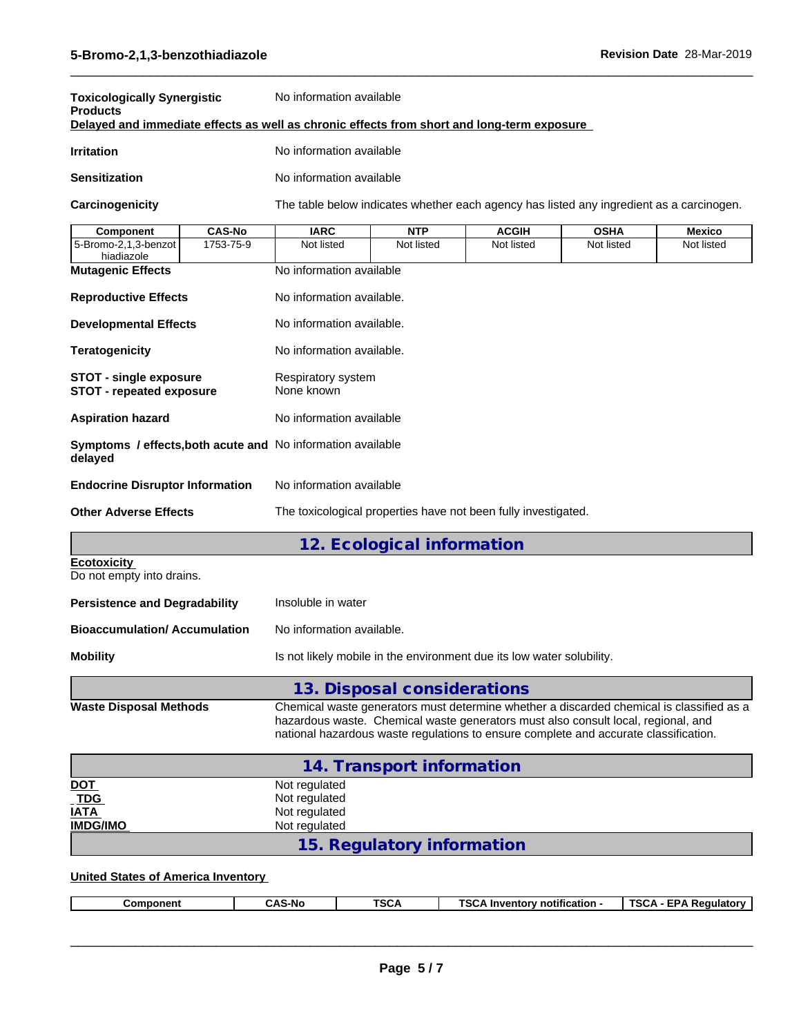**Toxicologically Synergistic Products**: No information available

**Delayed and immediate effects as well as chronic effects from short and long-term exposure**

**Irritation**: No information available

**Sensitization**: No information available

**Carcinogenicity**: The table below indicates whether each agency has listed any ingredient as a carcinogen.

| Component | CAS-No | IARC | NTP | ACGIH | OSHA | Mexico |
|---|---|---|---|---|---|---|
| 5-Bromo-2,1,3-benzothiadiazole | 1753-75-9 | Not listed | Not listed | Not listed | Not listed | Not listed |

**Mutagenic Effects**: No information available

**Reproductive Effects**: No information available.

**Developmental Effects**: No information available.

**Teratogenicity**: No information available.

**STOT - single exposure**: Respiratory system
**STOT - repeated exposure**: None known

**Aspiration hazard**: No information available

**Symptoms / effects,both acute and delayed**: No information available

**Endocrine Disruptor Information**: No information available

**Other Adverse Effects**: The toxicological properties have not been fully investigated.

## 12. Ecological information

**Ecotoxicity**
Do not empty into drains.

**Persistence and Degradability**: Insoluble in water

**Bioaccumulation/ Accumulation**: No information available.

**Mobility**: Is not likely mobile in the environment due its low water solubility.

## 13. Disposal considerations

**Waste Disposal Methods**: Chemical waste generators must determine whether a discarded chemical is classified as a hazardous waste. Chemical waste generators must also consult local, regional, and national hazardous waste regulations to ensure complete and accurate classification.

## 14. Transport information

**DOT**: Not regulated
**TDG**: Not regulated
**IATA**: Not regulated
**IMDG/IMO**: Not regulated

## 15. Regulatory information

**United States of America Inventory**

| Component | CAS-No | TSCA | TSCA Inventory notification - | TSCA - EPA Regulatory |
|---|---|---|---|---|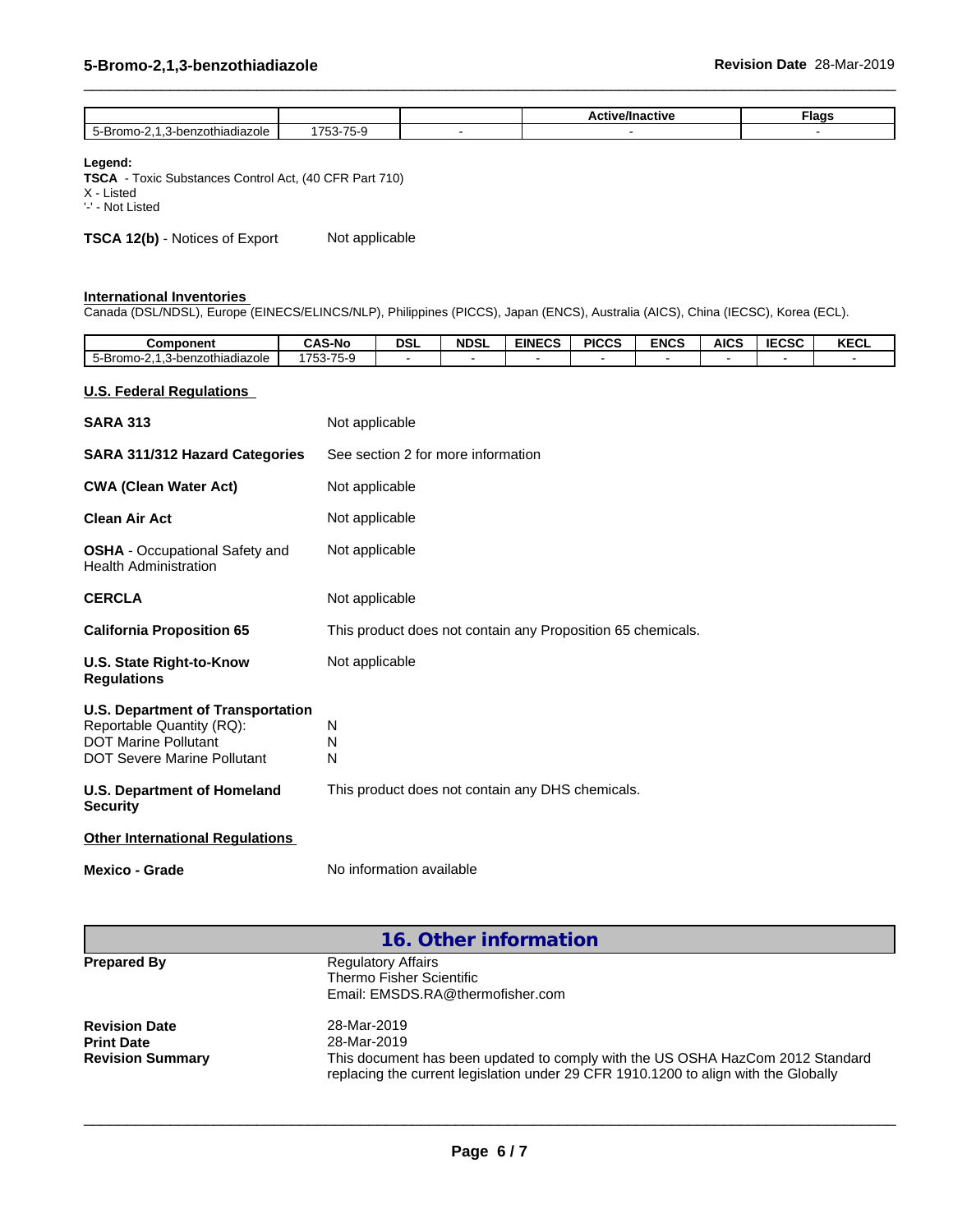| | | | Active/Inactive | Flags |
|---|---|---|---|---|
| 5-Bromo-2,1,3-benzothiadiazole | 1753-75-9 | - | - | - |

**Legend:**
**TSCA** - Toxic Substances Control Act, (40 CFR Part 710)
X - Listed
'-' - Not Listed

**TSCA 12(b)** - Notices of Export  Not applicable

**International Inventories**
Canada (DSL/NDSL), Europe (EINECS/ELINCS/NLP), Philippines (PICCS), Japan (ENCS), Australia (AICS), China (IECSC), Korea (ECL).

| Component | CAS-No | DSL | NDSL | EINECS | PICCS | ENCS | AICS | IECSC | KECL |
|---|---|---|---|---|---|---|---|---|---|
| 5-Bromo-2,1,3-benzothiadiazole | 1753-75-9 | - | - | - | - | - | - | - | - |

**U.S. Federal Regulations**

**SARA 313** Not applicable

**SARA 311/312 Hazard Categories** See section 2 for more information

**CWA (Clean Water Act)** Not applicable

**Clean Air Act** Not applicable

**OSHA** - Occupational Safety and Health Administration  Not applicable

**CERCLA** Not applicable

**California Proposition 65** This product does not contain any Proposition 65 chemicals.

**U.S. State Right-to-Know Regulations** Not applicable

**U.S. Department of Transportation**
Reportable Quantity (RQ): N
DOT Marine Pollutant N
DOT Severe Marine Pollutant N

**U.S. Department of Homeland Security** This product does not contain any DHS chemicals.

**Other International Regulations**

**Mexico - Grade** No information available

## 16. Other information

**Prepared By** Regulatory Affairs
Thermo Fisher Scientific
Email: EMSDS.RA@thermofisher.com

**Revision Date** 28-Mar-2019
**Print Date** 28-Mar-2019
**Revision Summary** This document has been updated to comply with the US OSHA HazCom 2012 Standard replacing the current legislation under 29 CFR 1910.1200 to align with the Globally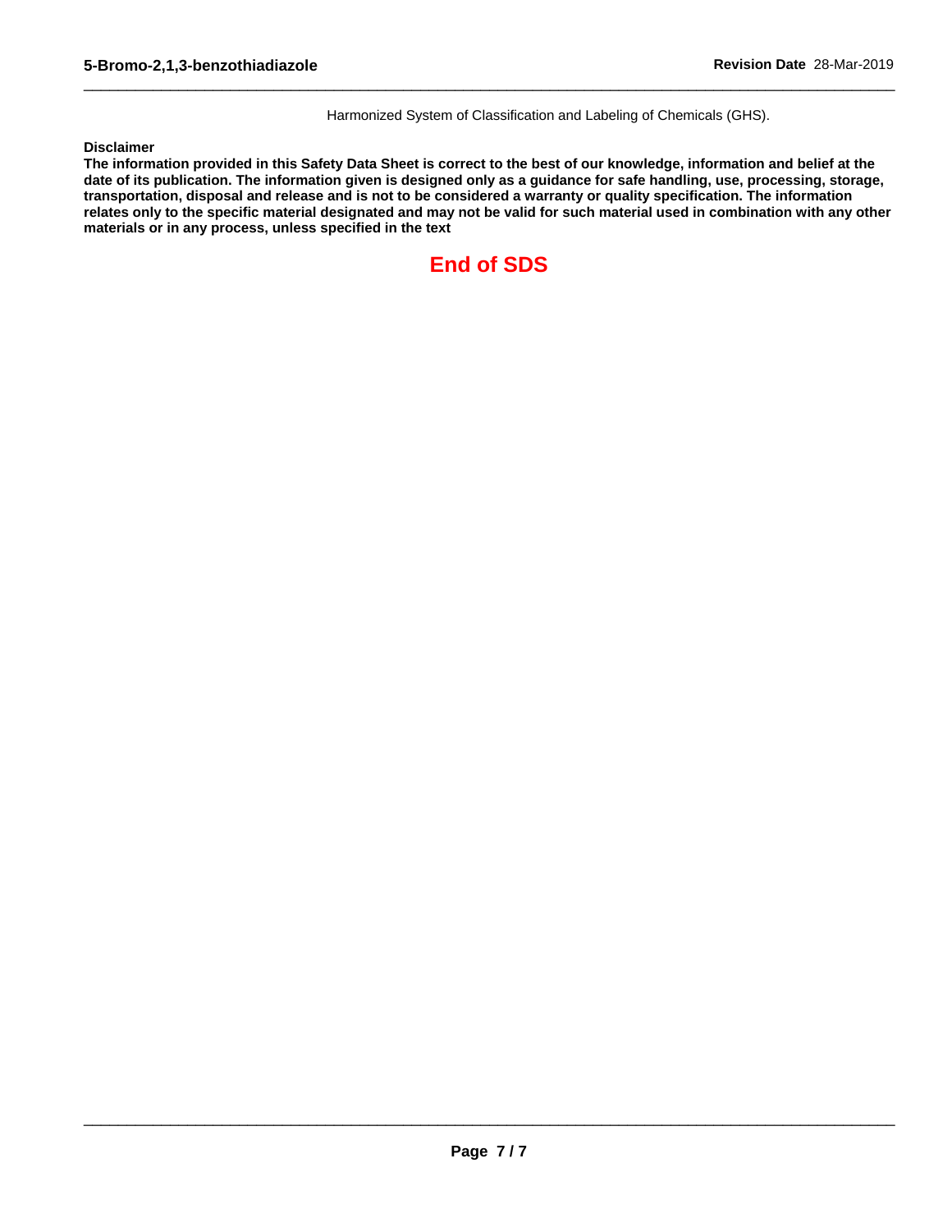Harmonized System of Classification and Labeling of Chemicals (GHS).

**Disclaimer**

**The information provided in this Safety Data Sheet is correct to the best of our knowledge, information and belief at the date of its publication. The information given is designed only as a guidance for safe handling, use, processing, storage, transportation, disposal and release and is not to be considered a warranty or quality specification. The information relates only to the specific material designated and may not be valid for such material used in combination with any other materials or in any process, unless specified in the text**

**End of SDS**